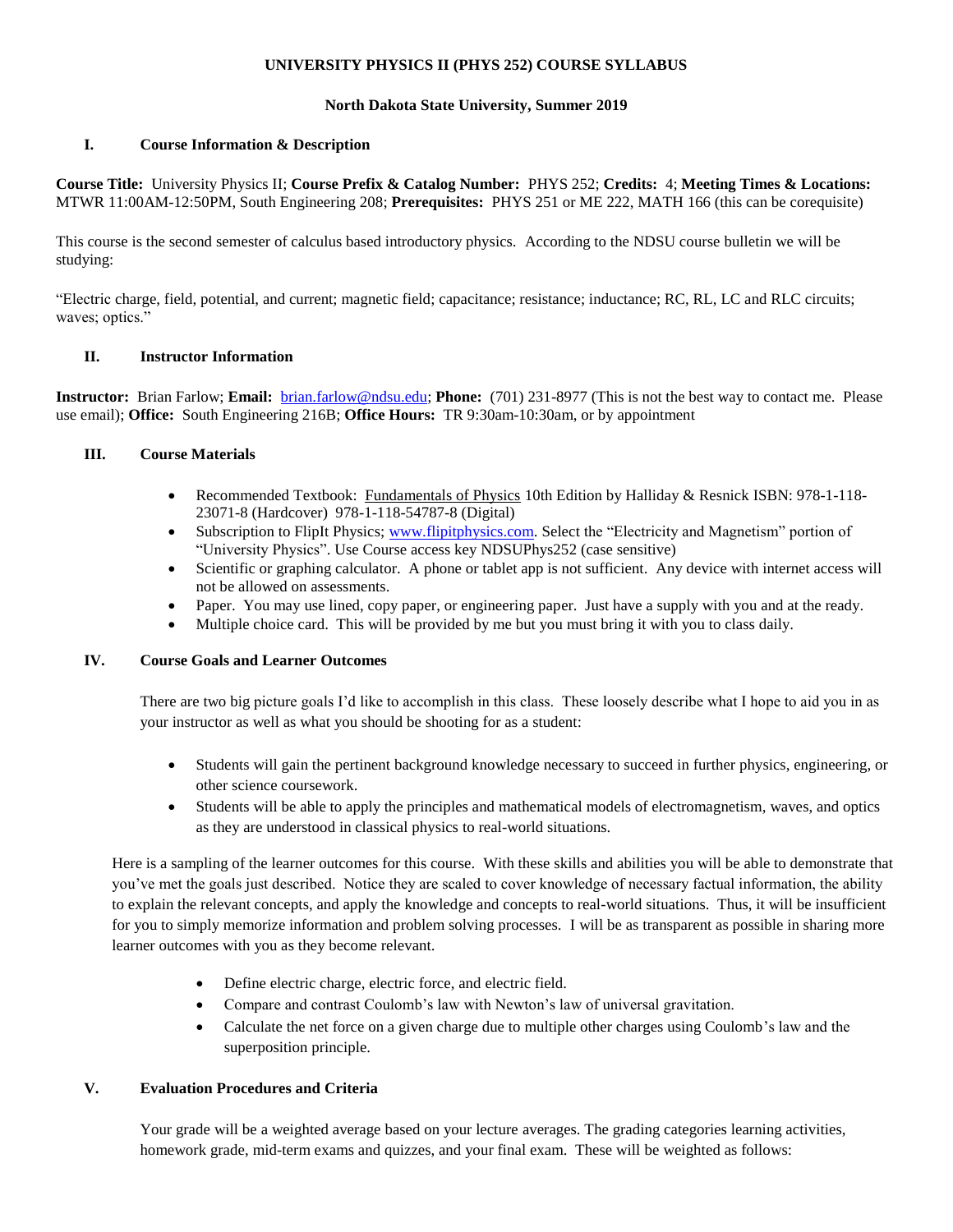# UNIVERSITY PHYSICS II (PHYS 252) COURSE SYLLABUS

**North Dakota State University, Summer 2019**

## I. Course Information & Description

**Course Title:** University Physics II; **Course Prefix & Catalog Number:** PHYS 252; **Credits:** 4; **Meeting Times & Locations:** MTWR 11:00AM-12:50PM, South Engineering 208; **Prerequisites:** PHYS 251 or ME 222, MATH 166 (this can be corequisite)

This course is the second semester of calculus based introductory physics. According to the NDSU course bulletin we will be studying:

"Electric charge, field, potential, and current; magnetic field; capacitance; resistance; inductance; RC, RL, LC and RLC circuits; waves; optics."

## II. Instructor Information

**Instructor:** Brian Farlow; **Email:** brian.farlow@ndsu.edu; **Phone:** (701) 231-8977 (This is not the best way to contact me. Please use email); **Office:** South Engineering 216B; **Office Hours:** TR 9:30am-10:30am, or by appointment

## III. Course Materials

- Recommended Textbook: Fundamentals of Physics 10th Edition by Halliday & Resnick ISBN: 978-1-118-23071-8 (Hardcover) 978-1-118-54787-8 (Digital)
- Subscription to FlipIt Physics; www.flipitphysics.com. Select the "Electricity and Magnetism" portion of "University Physics". Use Course access key NDSUPhys252 (case sensitive)
- Scientific or graphing calculator. A phone or tablet app is not sufficient. Any device with internet access will not be allowed on assessments.
- Paper. You may use lined, copy paper, or engineering paper. Just have a supply with you and at the ready.
- Multiple choice card. This will be provided by me but you must bring it with you to class daily.

## IV. Course Goals and Learner Outcomes

There are two big picture goals I'd like to accomplish in this class. These loosely describe what I hope to aid you in as your instructor as well as what you should be shooting for as a student:

- Students will gain the pertinent background knowledge necessary to succeed in further physics, engineering, or other science coursework.
- Students will be able to apply the principles and mathematical models of electromagnetism, waves, and optics as they are understood in classical physics to real-world situations.

Here is a sampling of the learner outcomes for this course. With these skills and abilities you will be able to demonstrate that you've met the goals just described. Notice they are scaled to cover knowledge of necessary factual information, the ability to explain the relevant concepts, and apply the knowledge and concepts to real-world situations. Thus, it will be insufficient for you to simply memorize information and problem solving processes. I will be as transparent as possible in sharing more learner outcomes with you as they become relevant.

- Define electric charge, electric force, and electric field.
- Compare and contrast Coulomb's law with Newton's law of universal gravitation.
- Calculate the net force on a given charge due to multiple other charges using Coulomb's law and the superposition principle.

## V. Evaluation Procedures and Criteria

Your grade will be a weighted average based on your lecture averages. The grading categories learning activities, homework grade, mid-term exams and quizzes, and your final exam. These will be weighted as follows: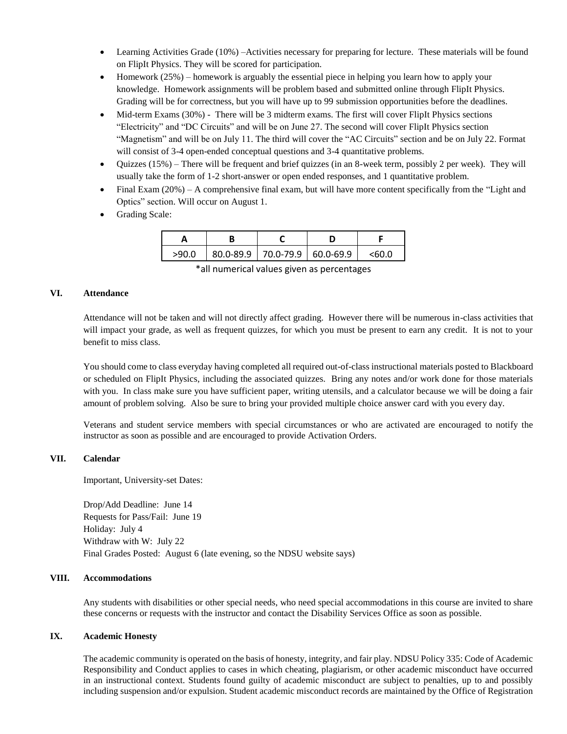- Learning Activities Grade (10%) –Activities necessary for preparing for lecture. These materials will be found on FlipIt Physics. They will be scored for participation.
- Homework (25%) – homework is arguably the essential piece in helping you learn how to apply your knowledge. Homework assignments will be problem based and submitted online through FlipIt Physics. Grading will be for correctness, but you will have up to 99 submission opportunities before the deadlines.
- Mid-term Exams (30%) - There will be 3 midterm exams. The first will cover FlipIt Physics sections "Electricity" and "DC Circuits" and will be on June 27. The second will cover FlipIt Physics section "Magnetism" and will be on July 11. The third will cover the "AC Circuits" section and be on July 22. Format will consist of 3-4 open-ended conceptual questions and 3-4 quantitative problems.
- Quizzes (15%) – There will be frequent and brief quizzes (in an 8-week term, possibly 2 per week). They will usually take the form of 1-2 short-answer or open ended responses, and 1 quantitative problem.
- Final Exam (20%) – A comprehensive final exam, but will have more content specifically from the "Light and Optics" section. Will occur on August 1.
- Grading Scale:

| A | B | C | D | F |
|---|---|---|---|---|
| >90.0 | 80.0-89.9 | 70.0-79.9 | 60.0-69.9 | <60.0 |

*all numerical values given as percentages

## VI. Attendance

Attendance will not be taken and will not directly affect grading. However there will be numerous in-class activities that will impact your grade, as well as frequent quizzes, for which you must be present to earn any credit. It is not to your benefit to miss class.

You should come to class everyday having completed all required out-of-class instructional materials posted to Blackboard or scheduled on FlipIt Physics, including the associated quizzes. Bring any notes and/or work done for those materials with you. In class make sure you have sufficient paper, writing utensils, and a calculator because we will be doing a fair amount of problem solving. Also be sure to bring your provided multiple choice answer card with you every day.

Veterans and student service members with special circumstances or who are activated are encouraged to notify the instructor as soon as possible and are encouraged to provide Activation Orders.

## VII. Calendar

Important, University-set Dates:

Drop/Add Deadline: June 14
Requests for Pass/Fail: June 19
Holiday: July 4
Withdraw with W: July 22
Final Grades Posted: August 6 (late evening, so the NDSU website says)

## VIII. Accommodations

Any students with disabilities or other special needs, who need special accommodations in this course are invited to share these concerns or requests with the instructor and contact the Disability Services Office as soon as possible.

## IX. Academic Honesty

The academic community is operated on the basis of honesty, integrity, and fair play. NDSU Policy 335: Code of Academic Responsibility and Conduct applies to cases in which cheating, plagiarism, or other academic misconduct have occurred in an instructional context. Students found guilty of academic misconduct are subject to penalties, up to and possibly including suspension and/or expulsion. Student academic misconduct records are maintained by the Office of Registration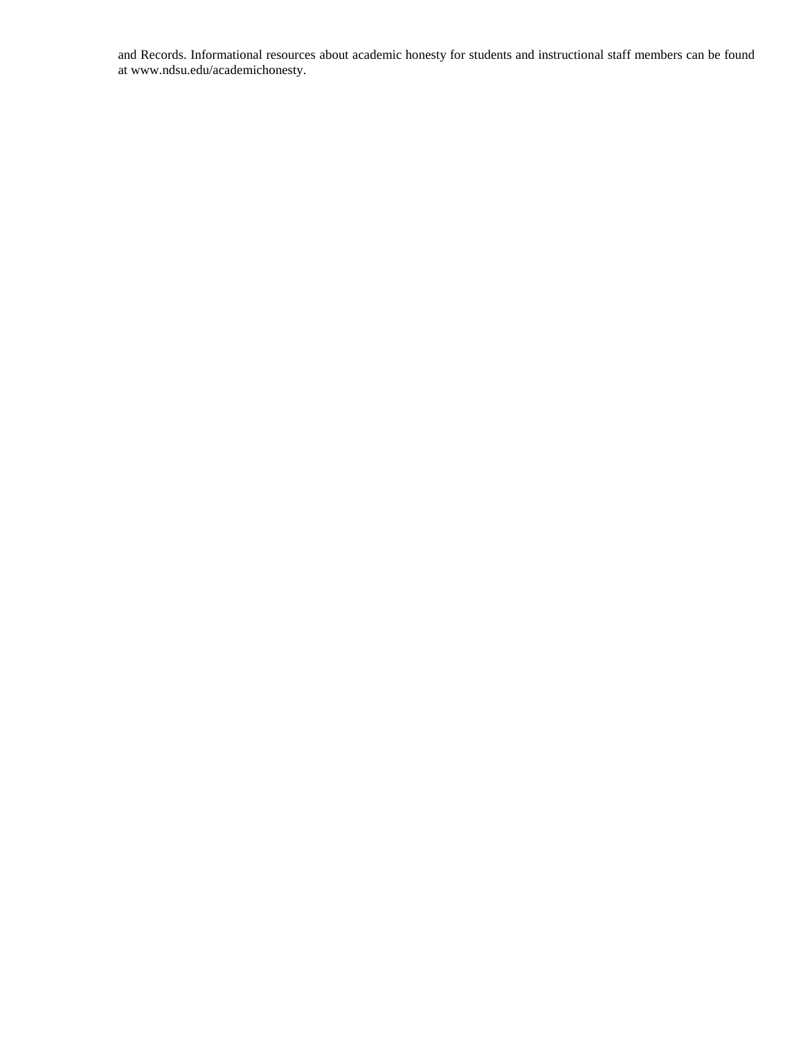and Records. Informational resources about academic honesty for students and instructional staff members can be found at www.ndsu.edu/academichonesty.